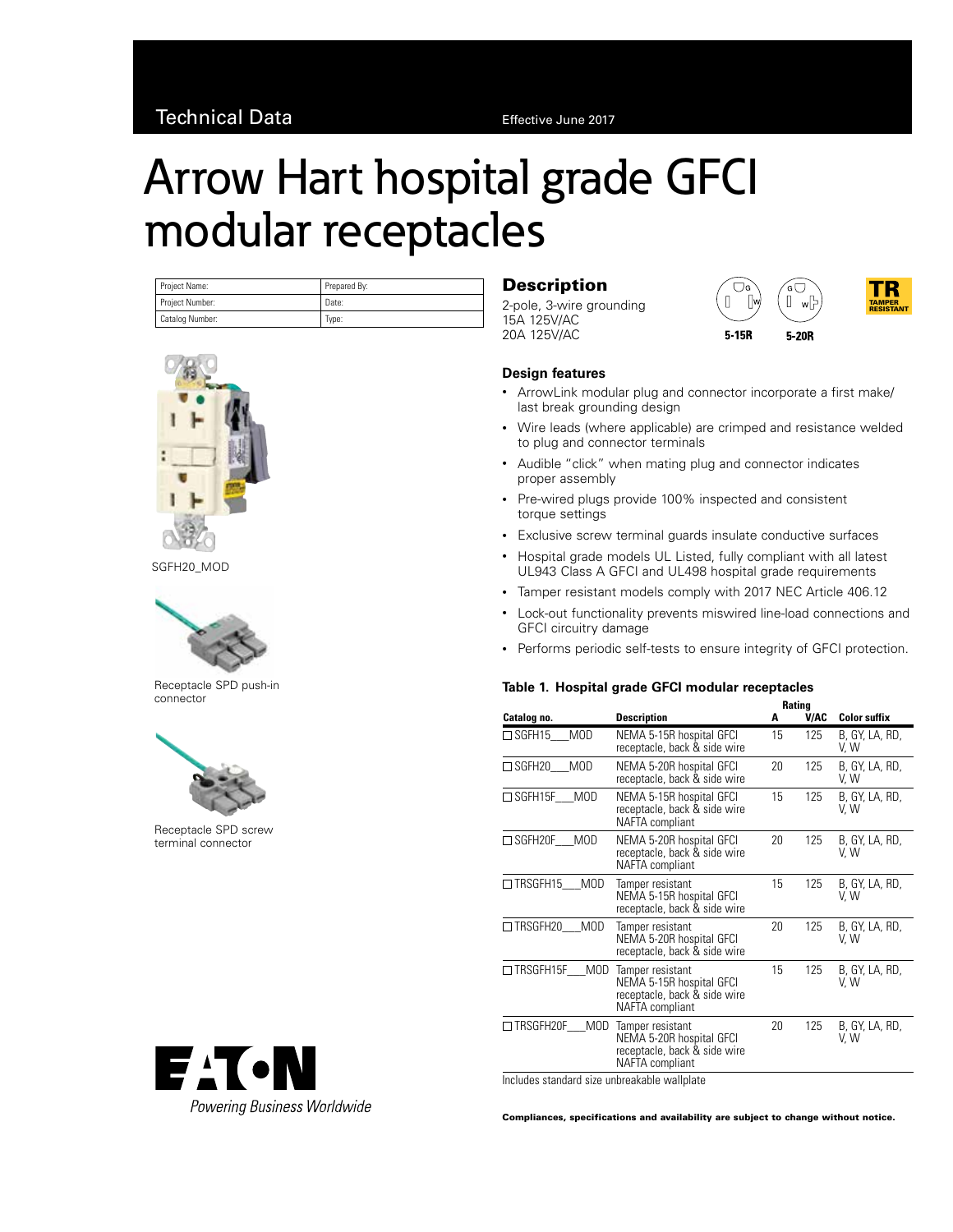Technical Data

Effective June 2017

# Arrow Hart hospital grade GFCI modular receptacles

| Project Name: | Prepared By: |
|---|---|
| Project Number: | Date: |
| Catalog Number: | Type: |

SGFH20_MOD

Receptacle SPD push-in connector

Receptacle SPD screw terminal connector

## Description

2-pole, 3-wire grounding
15A 125V/AC
20A 125V/AC

5-15R 5-20R

TR TAMPER RESISTANT

### Design features

- ArrowLink modular plug and connector incorporate a first make/ last break grounding design
- Wire leads (where applicable) are crimped and resistance welded to plug and connector terminals
- Audible "click" when mating plug and connector indicates proper assembly
- Pre-wired plugs provide 100% inspected and consistent torque settings
- Exclusive screw terminal guards insulate conductive surfaces
- Hospital grade models UL Listed, fully compliant with all latest UL943 Class A GFCI and UL498 hospital grade requirements
- Tamper resistant models comply with 2017 NEC Article 406.12
- Lock-out functionality prevents miswired line-load connections and GFCI circuitry damage
- Performs periodic self-tests to ensure integrity of GFCI protection.

**Table 1. Hospital grade GFCI modular receptacles**

| Catalog no. | Description | Rating A | Rating V/AC | Color suffix |
|---|---|---|---|---|
| ☐ SGFH15___MOD | NEMA 5-15R hospital GFCI receptacle, back & side wire | 15 | 125 | B, GY, LA, RD, V, W |
| ☐ SGFH20___MOD | NEMA 5-20R hospital GFCI receptacle, back & side wire | 20 | 125 | B, GY, LA, RD, V, W |
| ☐ SGFH15F___MOD | NEMA 5-15R hospital GFCI receptacle, back & side wire NAFTA compliant | 15 | 125 | B, GY, LA, RD, V, W |
| ☐ SGFH20F___MOD | NEMA 5-20R hospital GFCI receptacle, back & side wire NAFTA compliant | 20 | 125 | B, GY, LA, RD, V, W |
| ☐ TRSGFH15___MOD | Tamper resistant NEMA 5-15R hospital GFCI receptacle, back & side wire | 15 | 125 | B, GY, LA, RD, V, W |
| ☐ TRSGFH20___MOD | Tamper resistant NEMA 5-20R hospital GFCI receptacle, back & side wire | 20 | 125 | B, GY, LA, RD, V, W |
| ☐ TRSGFH15F___MOD | Tamper resistant NEMA 5-15R hospital GFCI receptacle, back & side wire NAFTA compliant | 15 | 125 | B, GY, LA, RD, V, W |
| ☐ TRSGFH20F___MOD | Tamper resistant NEMA 5-20R hospital GFCI receptacle, back & side wire NAFTA compliant | 20 | 125 | B, GY, LA, RD, V, W |

Includes standard size unbreakable wallplate

EATON
*Powering Business Worldwide*

**Compliances, specifications and availability are subject to change without notice.**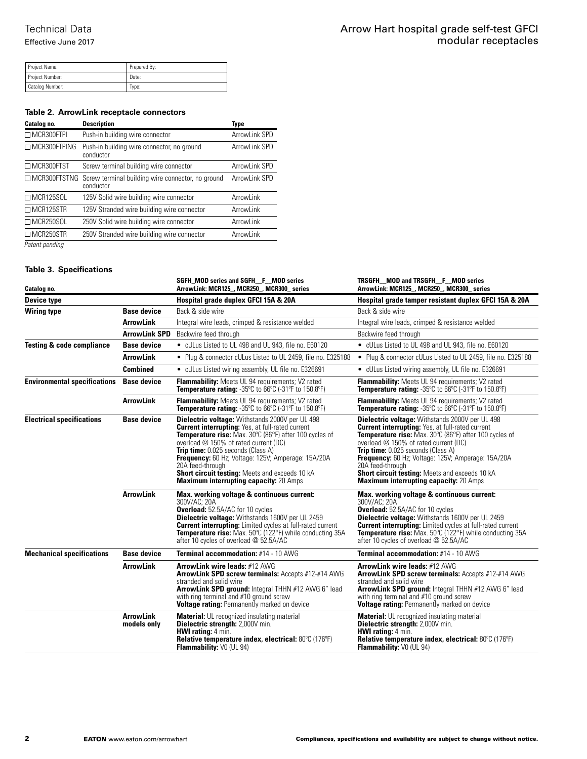| Project Name: | Prepared By: |
| --- | --- |
| Project Number: | Date: |
| Catalog Number: | Type: |

### Table 2. ArrowLink receptacle connectors

| Catalog no. | Description | Type |
| --- | --- | --- |
| ☐ MCR300FTPI | Push-in building wire connector | ArrowLink SPD |
| ☐ MCR300FTPING | Push-in building wire connector, no ground conductor | ArrowLink SPD |
| ☐ MCR300FTST | Screw terminal building wire connector | ArrowLink SPD |
| ☐ MCR300FTSTNG | Screw terminal building wire connector, no ground conductor | ArrowLink SPD |
| ☐ MCR125SOL | 125V Solid wire building wire connector | ArrowLink |
| ☐ MCR125STR | 125V Stranded wire building wire connector | ArrowLink |
| ☐ MCR250SOL | 250V Solid wire building wire connector | ArrowLink |
| ☐ MCR250STR | 250V Stranded wire building wire connector | ArrowLink |

*Patent pending*

### Table 3. Specifications

| Catalog no. | | SGFH_MOD series and SGFH__F__MOD series ArrowLink: MCR125_, MCR250_, MCR300_ series | TRSGFH__MOD and TRSGFH__F__MOD series ArrowLink: MCR125_, MCR250_, MCR300_ series |
| --- | --- | --- | --- |
| **Device type** | | **Hospital grade duplex GFCI 15A & 20A** | **Hospital grade tamper resistant duplex GFCI 15A & 20A** |
| **Wiring type** | **Base device** | Back & side wire | Back & side wire |
| | **ArrowLink** | Integral wire leads, crimped & resistance welded | Integral wire leads, crimped & resistance welded |
| | **ArrowLink SPD** | Backwire feed through | Backwire feed through |
| **Testing & code compliance** | **Base device** | • cULus Listed to UL 498 and UL 943, file no. E60120 | • cULus Listed to UL 498 and UL 943, file no. E60120 |
| | **ArrowLink** | • Plug & connector cULus Listed to UL 2459, file no. E325188 | • Plug & connector cULus Listed to UL 2459, file no. E325188 |
| | **Combined** | • cULus Listed wiring assembly, UL file no. E326691 | • cULus Listed wiring assembly, UL file no. E326691 |
| **Environmental specifications** | **Base device** | **Flammability:** Meets UL 94 requirements; V2 rated<br>**Temperature rating:** -35ºC to 66ºC (-31ºF to 150.8ºF) | **Flammability:** Meets UL 94 requirements; V2 rated<br>**Temperature rating:** -35ºC to 66ºC (-31ºF to 150.8ºF) |
| | **ArrowLink** | **Flammability:** Meets UL 94 requirements; V2 rated<br>**Temperature rating:** -35ºC to 66ºC (-31ºF to 150.8ºF) | **Flammability:** Meets UL 94 requirements; V2 rated<br>**Temperature rating:** -35ºC to 66ºC (-31ºF to 150.8ºF) |
| **Electrical specifications** | **Base device** | **Dielectric voltage:** Withstands 2000V per UL 498<br>**Current interrupting:** Yes, at full-rated current<br>**Temperature rise:** Max. 30ºC (86ºF) after 100 cycles of overload @ 150% of rated current (DC)<br>**Trip time:** 0.025 seconds (Class A)<br>**Frequency:** 60 Hz; Voltage: 125V; Amperage: 15A/20A 20A feed-through<br>**Short circuit testing:** Meets and exceeds 10 kA<br>**Maximum interrupting capacity:** 20 Amps | **Dielectric voltage:** Withstands 2000V per UL 498<br>**Current interrupting:** Yes, at full-rated current<br>**Temperature rise:** Max. 30ºC (86ºF) after 100 cycles of overload @ 150% of rated current (DC)<br>**Trip time:** 0.025 seconds (Class A)<br>**Frequency:** 60 Hz; Voltage: 125V; Amperage: 15A/20A 20A feed-through<br>**Short circuit testing:** Meets and exceeds 10 kA<br>**Maximum interrupting capacity:** 20 Amps |
| | **ArrowLink** | **Max. working voltage & continuous current:** 300V/AC; 20A<br>**Overload:** 52.5A/AC for 10 cycles<br>**Dielectric voltage:** Withstands 1600V per UL 2459<br>**Current interrupting:** Limited cycles at full-rated current<br>**Temperature rise:** Max. 50ºC (122ºF) while conducting 35A after 10 cycles of overload @ 52.5A/AC | **Max. working voltage & continuous current:** 300V/AC; 20A<br>**Overload:** 52.5A/AC for 10 cycles<br>**Dielectric voltage:** Withstands 1600V per UL 2459<br>**Current interrupting:** Limited cycles at full-rated current<br>**Temperature rise:** Max. 50ºC (122ºF) while conducting 35A after 10 cycles of overload @ 52.5A/AC |
| **Mechanical specifications** | **Base device** | **Terminal accommodation:** #14 - 10 AWG | **Terminal accommodation:** #14 - 10 AWG |
| | **ArrowLink** | **ArrowLink wire leads:** #12 AWG<br>**ArrowLink SPD screw terminals:** Accepts #12-#14 AWG stranded and solid wire<br>**ArrowLink SPD ground:** Integral THHN #12 AWG 6" lead with ring terminal and #10 ground screw<br>**Voltage rating:** Permanently marked on device | **ArrowLink wire leads:** #12 AWG<br>**ArrowLink SPD screw terminals:** Accepts #12-#14 AWG stranded and solid wire<br>**ArrowLink SPD ground:** Integral THHN #12 AWG 6" lead with ring terminal and #10 ground screw<br>**Voltage rating:** Permanently marked on device |
| | **ArrowLink models only** | **Material:** UL recognized insulating material<br>**Dielectric strength:** 2,000V min.<br>**HWI rating:** 4 min.<br>**Relative temperature index, electrical:** 80ºC (176ºF)<br>**Flammability:** V0 (UL 94) | **Material:** UL recognized insulating material<br>**Dielectric strength:** 2,000V min.<br>**HWI rating:** 4 min.<br>**Relative temperature index, electrical:** 80ºC (176ºF)<br>**Flammability:** V0 (UL 94) |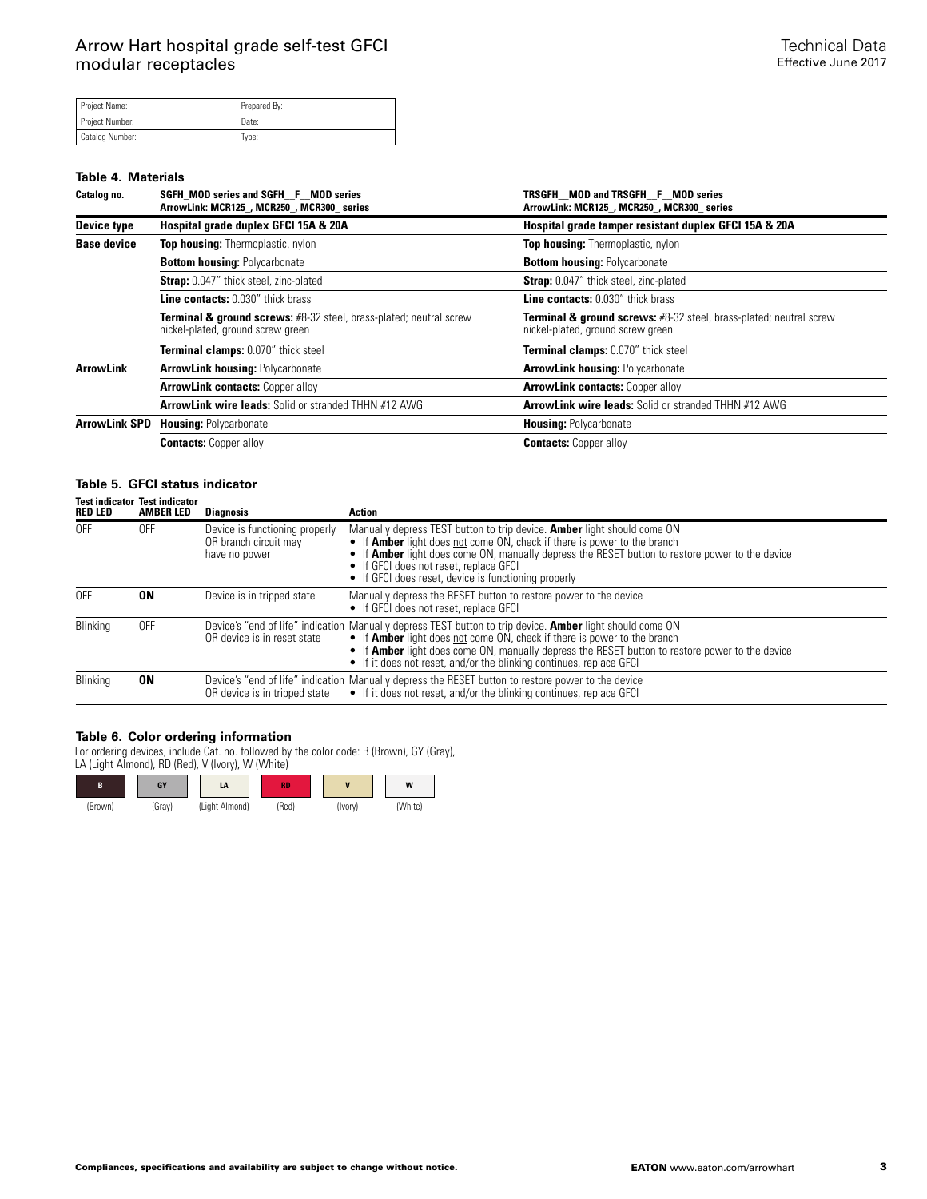| Project Name: | Prepared By: |
|---|---|
| Project Number: | Date: |
| Catalog Number: | Type: |

### Table 4. Materials

| Catalog no. | SGFH_MOD series and SGFH__F__MOD series ArrowLink: MCR125_, MCR250_, MCR300_ series | TRSGFH__MOD and TRSGFH__F__MOD series ArrowLink: MCR125_, MCR250_, MCR300_ series |
|---|---|---|
| **Device type** | **Hospital grade duplex GFCI 15A & 20A** | **Hospital grade tamper resistant duplex GFCI 15A & 20A** |
| **Base device** | **Top housing:** Thermoplastic, nylon | **Top housing:** Thermoplastic, nylon |
| | **Bottom housing:** Polycarbonate | **Bottom housing:** Polycarbonate |
| | **Strap:** 0.047" thick steel, zinc-plated | **Strap:** 0.047" thick steel, zinc-plated |
| | **Line contacts:** 0.030" thick brass | **Line contacts:** 0.030" thick brass |
| | **Terminal & ground screws:** #8-32 steel, brass-plated; neutral screw nickel-plated, ground screw green | **Terminal & ground screws:** #8-32 steel, brass-plated; neutral screw nickel-plated, ground screw green |
| | **Terminal clamps:** 0.070" thick steel | **Terminal clamps:** 0.070" thick steel |
| **ArrowLink** | **ArrowLink housing:** Polycarbonate | **ArrowLink housing:** Polycarbonate |
| | **ArrowLink contacts:** Copper alloy | **ArrowLink contacts:** Copper alloy |
| | **ArrowLink wire leads:** Solid or stranded THHN #12 AWG | **ArrowLink wire leads:** Solid or stranded THHN #12 AWG |
| **ArrowLink SPD** | **Housing:** Polycarbonate | **Housing:** Polycarbonate |
| | **Contacts:** Copper alloy | **Contacts:** Copper alloy |

### Table 5. GFCI status indicator

| Test indicator RED LED | Test indicator AMBER LED | Diagnosis | Action |
|---|---|---|---|
| OFF | OFF | Device is functioning properly OR branch circuit may have no power | Manually depress TEST button to trip device. **Amber** light should come ON<br>• If **Amber** light does not come ON, check if there is power to the branch<br>• If **Amber** light does come ON, manually depress the RESET button to restore power to the device<br>• If GFCI does not reset, replace GFCI<br>• If GFCI does reset, device is functioning properly |
| OFF | **ON** | Device is in tripped state | Manually depress the RESET button to restore power to the device<br>• If GFCI does not reset, replace GFCI |
| Blinking | OFF | Device's "end of life" indication OR device is in reset state | Manually depress TEST button to trip device. **Amber** light should come ON<br>• If **Amber** light does not come ON, check if there is power to the branch<br>• If **Amber** light does come ON, manually depress the RESET button to restore power to the device<br>• If it does not reset, and/or the blinking continues, replace GFCI |
| Blinking | **ON** | Device's "end of life" indication OR device is in tripped state | Manually depress the RESET button to restore power to the device<br>• If it does not reset, and/or the blinking continues, replace GFCI |

### Table 6. Color ordering information

For ordering devices, include Cat. no. followed by the color code: B (Brown), GY (Gray), LA (Light Almond), RD (Red), V (Ivory), W (White)

| B | GY | LA | RD | V | W |
|---|---|---|---|---|---|
| (Brown) | (Gray) | (Light Almond) | (Red) | (Ivory) | (White) |

Compliances, specifications and availability are subject to change without notice.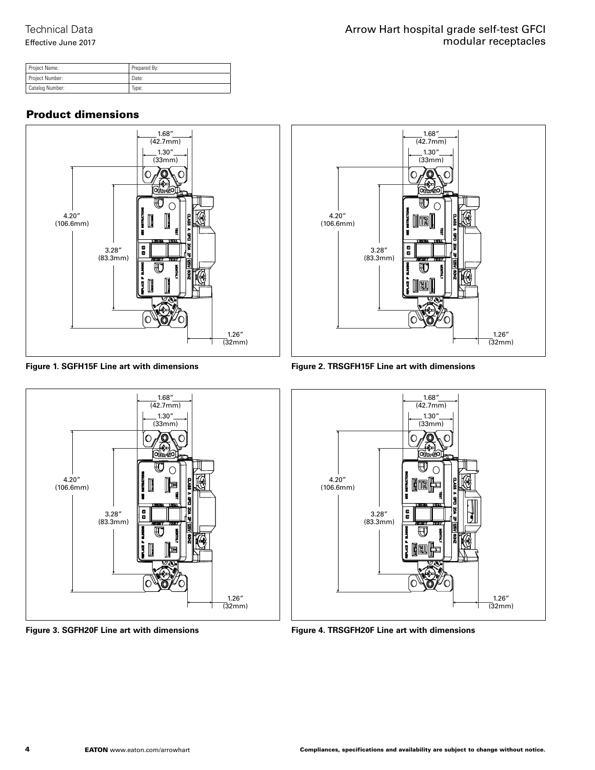| Project Name: | Prepared By: |
|---|---|
| Project Number: | Date: |
| Catalog Number: | Type: |

## Product dimensions

1.68″ (42.7mm)
1.30″ (33mm)
4.20″ (106.6mm)
3.28″ (83.3mm)
1.26″ (32mm)

**Figure 1. SGFH15F Line art with dimensions**

1.68″ (42.7mm)
1.30″ (33mm)
4.20″ (106.6mm)
3.28″ (83.3mm)
1.26″ (32mm)

**Figure 2. TRSGFH15F Line art with dimensions**

1.68″ (42.7mm)
1.30″ (33mm)
4.20″ (106.6mm)
3.28″ (83.3mm)
1.26″ (32mm)

**Figure 3. SGFH20F Line art with dimensions**

1.68″ (42.7mm)
1.30″ (33mm)
4.20″ (106.6mm)
3.28″ (83.3mm)
1.26″ (32mm)

**Figure 4. TRSGFH20F Line art with dimensions**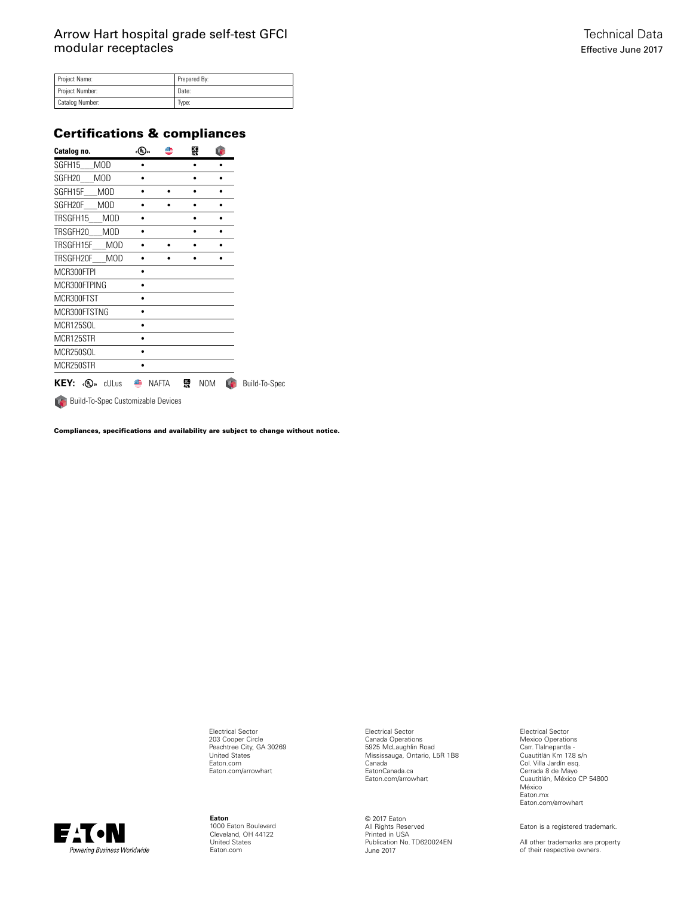Arrow Hart hospital grade self-test GFCI modular receptacles

Technical Data
Effective June 2017

| | |
|---|---|
| Project Name: | Prepared By: |
| Project Number: | Date: |
| Catalog Number: | Type: |

## Certifications & compliances

| Catalog no. | cULus | NAFTA | NOM | Build-To-Spec |
|---|---|---|---|---|
| SGFH15___MOD | • | | • | • |
| SGFH20___MOD | • | | • | • |
| SGFH15F___MOD | • | • | • | • |
| SGFH20F___MOD | • | • | • | • |
| TRSGFH15___MOD | • | | • | • |
| TRSGFH20___MOD | • | | • | • |
| TRSGFH15F___MOD | • | • | • | • |
| TRSGFH20F___MOD | • | • | • | • |
| MCR300FTPI | • | | | |
| MCR300FTPING | • | | | |
| MCR300FTST | • | | | |
| MCR300FTSTNG | • | | | |
| MCR125SOL | • | | | |
| MCR125STR | • | | | |
| MCR250SOL | • | | | |
| MCR250STR | • | | | |

**KEY:** cULus NAFTA NOM Build-To-Spec

Build-To-Spec Customizable Devices

**Compliances, specifications and availability are subject to change without notice.**

Electrical Sector
203 Cooper Circle
Peachtree City, GA 30269
United States
Eaton.com
Eaton.com/arrowhart

Electrical Sector
Canada Operations
5925 McLaughlin Road
Mississauga, Ontario, L5R 1B8
Canada
EatonCanada.ca
Eaton.com/arrowhart

Electrical Sector
Mexico Operations
Carr. Tlalnepantla -
Cuautitlán Km 17.8 s/n
Col. Villa Jardín esq.
Cerrada 8 de Mayo
Cuautitlán, México CP 54800
México
Eaton.mx
Eaton.com/arrowhart

Powering Business Worldwide

**Eaton**
1000 Eaton Boulevard
Cleveland, OH 44122
United States
Eaton.com

© 2017 Eaton
All Rights Reserved
Printed in USA
Publication No. TD620024EN
June 2017

Eaton is a registered trademark.

All other trademarks are property of their respective owners.